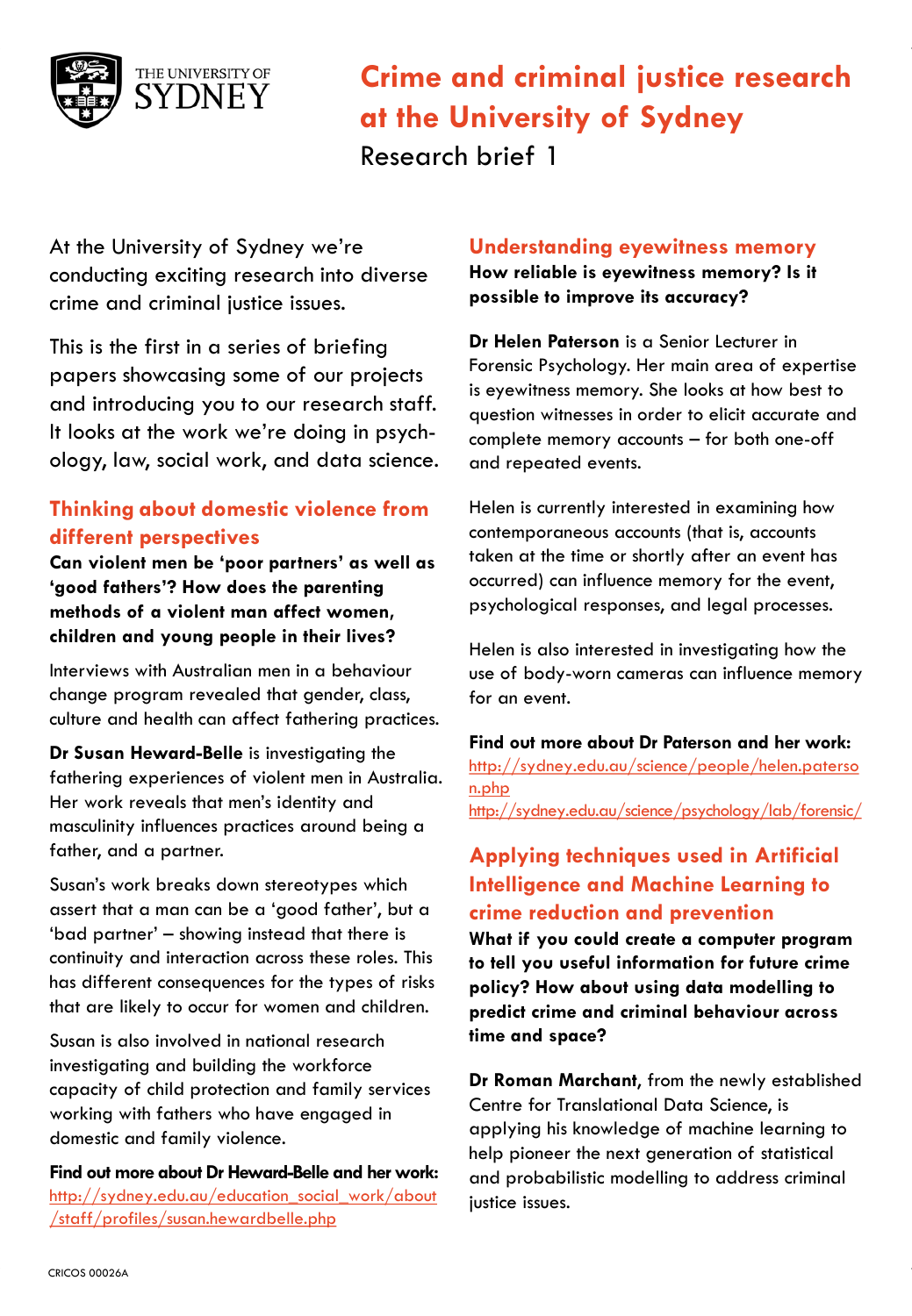THE UNIVERSITY OF SYDNEY

# Crime and criminal justice research at the University of Sydney

Research brief 1

At the University of Sydney we're conducting exciting research into diverse crime and criminal justice issues.

This is the first in a series of briefing papers showcasing some of our projects and introducing you to our research staff. It looks at the work we're doing in psychology, law, social work, and data science.

## Thinking about domestic violence from different perspectives

**Can violent men be 'poor partners' as well as 'good fathers'? How does the parenting methods of a violent man affect women, children and young people in their lives?**

Interviews with Australian men in a behaviour change program revealed that gender, class, culture and health can affect fathering practices.

**Dr Susan Heward-Belle** is investigating the fathering experiences of violent men in Australia. Her work reveals that men's identity and masculinity influences practices around being a father, and a partner.

Susan's work breaks down stereotypes which assert that a man can be a 'good father', but a 'bad partner' – showing instead that there is continuity and interaction across these roles. This has different consequences for the types of risks that are likely to occur for women and children.

Susan is also involved in national research investigating and building the workforce capacity of child protection and family services working with fathers who have engaged in domestic and family violence.

**Find out more about Dr Heward-Belle and her work:**
http://sydney.edu.au/education_social_work/about/staff/profiles/susan.hewardbelle.php

## Understanding eyewitness memory

**How reliable is eyewitness memory? Is it possible to improve its accuracy?**

**Dr Helen Paterson** is a Senior Lecturer in Forensic Psychology. Her main area of expertise is eyewitness memory. She looks at how best to question witnesses in order to elicit accurate and complete memory accounts – for both one-off and repeated events.

Helen is currently interested in examining how contemporaneous accounts (that is, accounts taken at the time or shortly after an event has occurred) can influence memory for the event, psychological responses, and legal processes.

Helen is also interested in investigating how the use of body-worn cameras can influence memory for an event.

**Find out more about Dr Paterson and her work:**
http://sydney.edu.au/science/people/helen.paterson.php
http://sydney.edu.au/science/psychology/lab/forensic/

## Applying techniques used in Artificial Intelligence and Machine Learning to crime reduction and prevention

**What if you could create a computer program to tell you useful information for future crime policy? How about using data modelling to predict crime and criminal behaviour across time and space?**

**Dr Roman Marchant**, from the newly established Centre for Translational Data Science, is applying his knowledge of machine learning to help pioneer the next generation of statistical and probabilistic modelling to address criminal justice issues.

CRICOS 00026A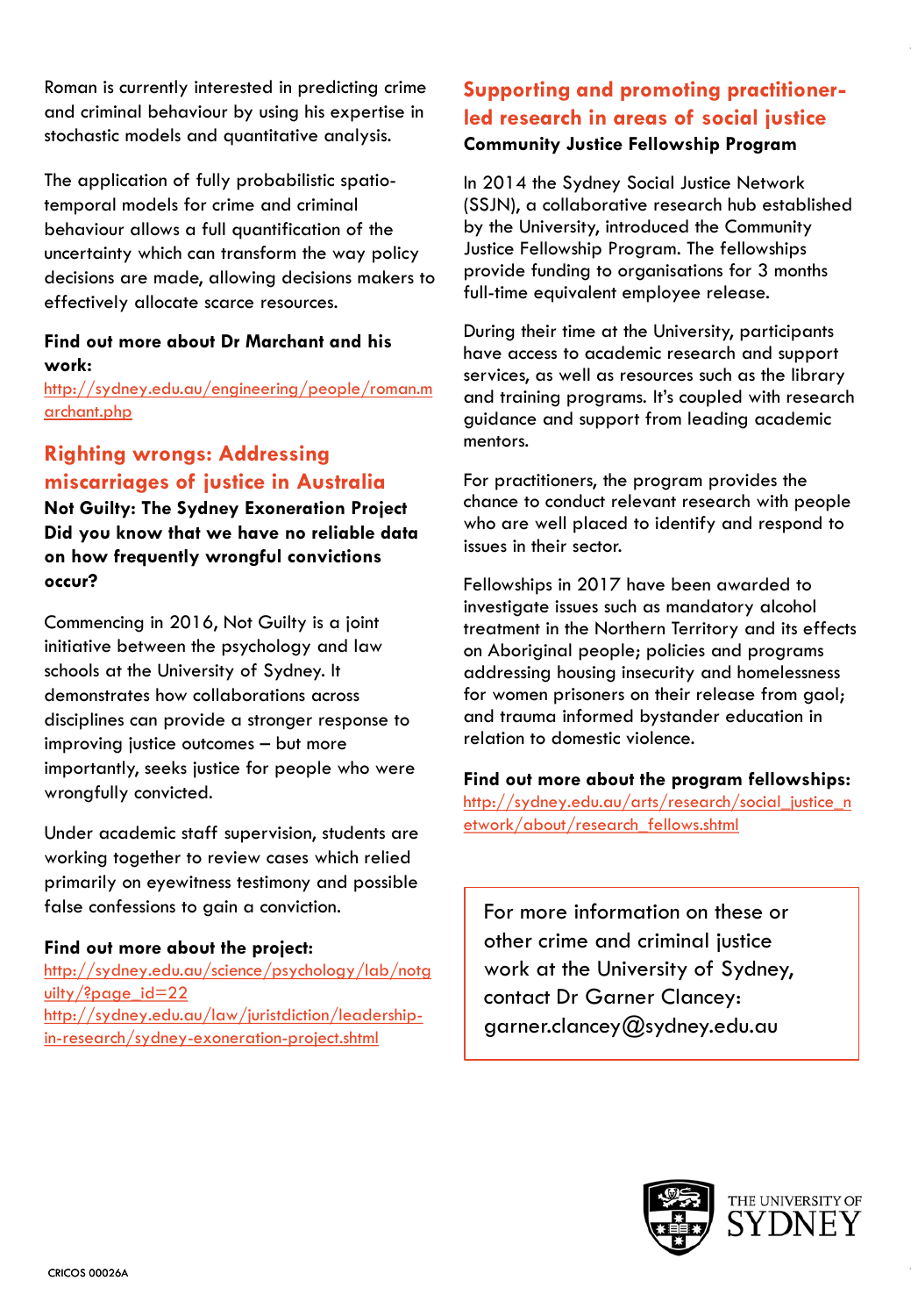Roman is currently interested in predicting crime and criminal behaviour by using his expertise in stochastic models and quantitative analysis.

The application of fully probabilistic spatio-temporal models for crime and criminal behaviour allows a full quantification of the uncertainty which can transform the way policy decisions are made, allowing decisions makers to effectively allocate scarce resources.

**Find out more about Dr Marchant and his work:**
http://sydney.edu.au/engineering/people/roman.marchant.php

## Righting wrongs: Addressing miscarriages of justice in Australia

**Not Guilty: The Sydney Exoneration Project**
**Did you know that we have no reliable data on how frequently wrongful convictions occur?**

Commencing in 2016, Not Guilty is a joint initiative between the psychology and law schools at the University of Sydney. It demonstrates how collaborations across disciplines can provide a stronger response to improving justice outcomes – but more importantly, seeks justice for people who were wrongfully convicted.

Under academic staff supervision, students are working together to review cases which relied primarily on eyewitness testimony and possible false confessions to gain a conviction.

**Find out more about the project:**
http://sydney.edu.au/science/psychology/lab/notguilty/?page_id=22
http://sydney.edu.au/law/juristdiction/leadership-in-research/sydney-exoneration-project.shtml

## Supporting and promoting practitioner-led research in areas of social justice

**Community Justice Fellowship Program**

In 2014 the Sydney Social Justice Network (SSJN), a collaborative research hub established by the University, introduced the Community Justice Fellowship Program. The fellowships provide funding to organisations for 3 months full-time equivalent employee release.

During their time at the University, participants have access to academic research and support services, as well as resources such as the library and training programs. It's coupled with research guidance and support from leading academic mentors.

For practitioners, the program provides the chance to conduct relevant research with people who are well placed to identify and respond to issues in their sector.

Fellowships in 2017 have been awarded to investigate issues such as mandatory alcohol treatment in the Northern Territory and its effects on Aboriginal people; policies and programs addressing housing insecurity and homelessness for women prisoners on their release from gaol; and trauma informed bystander education in relation to domestic violence.

**Find out more about the program fellowships:**
http://sydney.edu.au/arts/research/social_justice_network/about/research_fellows.shtml

For more information on these or other crime and criminal justice work at the University of Sydney, contact Dr Garner Clancey: garner.clancey@sydney.edu.au

CRICOS 00026A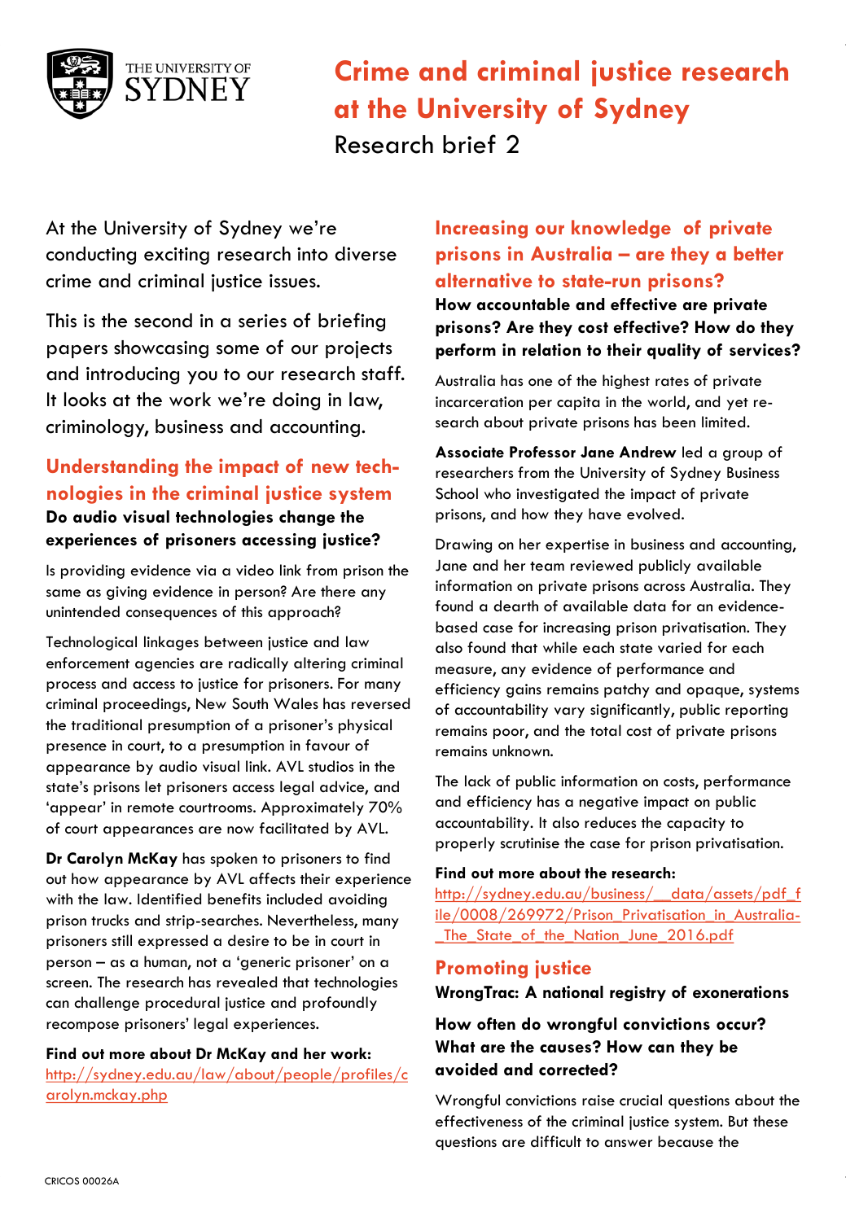# Crime and criminal justice research at the University of Sydney

Research brief 2

At the University of Sydney we're conducting exciting research into diverse crime and criminal justice issues.

This is the second in a series of briefing papers showcasing some of our projects and introducing you to our research staff. It looks at the work we're doing in law, criminology, business and accounting.

## Understanding the impact of new technologies in the criminal justice system

**Do audio visual technologies change the experiences of prisoners accessing justice?**

Is providing evidence via a video link from prison the same as giving evidence in person? Are there any unintended consequences of this approach?

Technological linkages between justice and law enforcement agencies are radically altering criminal process and access to justice for prisoners. For many criminal proceedings, New South Wales has reversed the traditional presumption of a prisoner's physical presence in court, to a presumption in favour of appearance by audio visual link. AVL studios in the state's prisons let prisoners access legal advice, and 'appear' in remote courtrooms. Approximately 70% of court appearances are now facilitated by AVL.

**Dr Carolyn McKay** has spoken to prisoners to find out how appearance by AVL affects their experience with the law. Identified benefits included avoiding prison trucks and strip-searches. Nevertheless, many prisoners still expressed a desire to be in court in person – as a human, not a 'generic prisoner' on a screen. The research has revealed that technologies can challenge procedural justice and profoundly recompose prisoners' legal experiences.

**Find out more about Dr McKay and her work:**
http://sydney.edu.au/law/about/people/profiles/carolyn.mckay.php

## Increasing our knowledge of private prisons in Australia – are they a better alternative to state-run prisons?

**How accountable and effective are private prisons? Are they cost effective? How do they perform in relation to their quality of services?**

Australia has one of the highest rates of private incarceration per capita in the world, and yet research about private prisons has been limited.

**Associate Professor Jane Andrew** led a group of researchers from the University of Sydney Business School who investigated the impact of private prisons, and how they have evolved.

Drawing on her expertise in business and accounting, Jane and her team reviewed publicly available information on private prisons across Australia. They found a dearth of available data for an evidence-based case for increasing prison privatisation. They also found that while each state varied for each measure, any evidence of performance and efficiency gains remains patchy and opaque, systems of accountability vary significantly, public reporting remains poor, and the total cost of private prisons remains unknown.

The lack of public information on costs, performance and efficiency has a negative impact on public accountability. It also reduces the capacity to properly scrutinise the case for prison privatisation.

**Find out more about the research:**
http://sydney.edu.au/business/__data/assets/pdf_file/0008/269972/Prison_Privatisation_in_Australia-_The_State_of_the_Nation_June_2016.pdf

## Promoting justice

**WrongTrac: A national registry of exonerations**

**How often do wrongful convictions occur? What are the causes? How can they be avoided and corrected?**

Wrongful convictions raise crucial questions about the effectiveness of the criminal justice system. But these questions are difficult to answer because the

CRICOS 00026A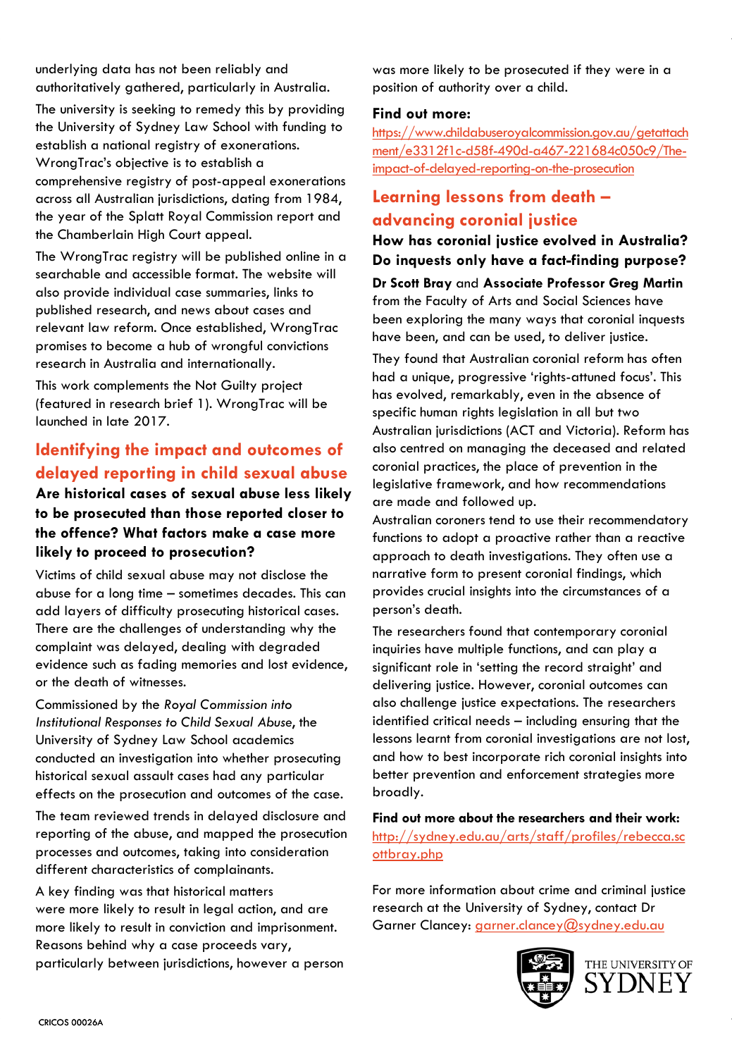underlying data has not been reliably and authoritatively gathered, particularly in Australia.

The university is seeking to remedy this by providing the University of Sydney Law School with funding to establish a national registry of exonerations. WrongTrac's objective is to establish a comprehensive registry of post-appeal exonerations across all Australian jurisdictions, dating from 1984, the year of the Splatt Royal Commission report and the Chamberlain High Court appeal.

The WrongTrac registry will be published online in a searchable and accessible format. The website will also provide individual case summaries, links to published research, and news about cases and relevant law reform. Once established, WrongTrac promises to become a hub of wrongful convictions research in Australia and internationally.

This work complements the Not Guilty project (featured in research brief 1). WrongTrac will be launched in late 2017.

## Identifying the impact and outcomes of delayed reporting in child sexual abuse

**Are historical cases of sexual abuse less likely to be prosecuted than those reported closer to the offence? What factors make a case more likely to proceed to prosecution?**

Victims of child sexual abuse may not disclose the abuse for a long time – sometimes decades. This can add layers of difficulty prosecuting historical cases. There are the challenges of understanding why the complaint was delayed, dealing with degraded evidence such as fading memories and lost evidence, or the death of witnesses.

Commissioned by the *Royal Commission into Institutional Responses to Child Sexual Abuse*, the University of Sydney Law School academics conducted an investigation into whether prosecuting historical sexual assault cases had any particular effects on the prosecution and outcomes of the case.

The team reviewed trends in delayed disclosure and reporting of the abuse, and mapped the prosecution processes and outcomes, taking into consideration different characteristics of complainants.

A key finding was that historical matters were more likely to result in legal action, and are more likely to result in conviction and imprisonment. Reasons behind why a case proceeds vary, particularly between jurisdictions, however a person was more likely to be prosecuted if they were in a position of authority over a child.

**Find out more:**
https://www.childabuseroyalcommission.gov.au/getattachment/e3312f1c-d58f-490d-a467-221684c050c9/The-impact-of-delayed-reporting-on-the-prosecution

## Learning lessons from death – advancing coronial justice

**How has coronial justice evolved in Australia? Do inquests only have a fact-finding purpose?**

**Dr Scott Bray** and **Associate Professor Greg Martin** from the Faculty of Arts and Social Sciences have been exploring the many ways that coronial inquests have been, and can be used, to deliver justice.

They found that Australian coronial reform has often had a unique, progressive 'rights-attuned focus'. This has evolved, remarkably, even in the absence of specific human rights legislation in all but two Australian jurisdictions (ACT and Victoria). Reform has also centred on managing the deceased and related coronial practices, the place of prevention in the legislative framework, and how recommendations are made and followed up.

Australian coroners tend to use their recommendatory functions to adopt a proactive rather than a reactive approach to death investigations. They often use a narrative form to present coronial findings, which provides crucial insights into the circumstances of a person's death.

The researchers found that contemporary coronial inquiries have multiple functions, and can play a significant role in 'setting the record straight' and delivering justice. However, coronial outcomes can also challenge justice expectations. The researchers identified critical needs – including ensuring that the lessons learnt from coronial investigations are not lost, and how to best incorporate rich coronial insights into better prevention and enforcement strategies more broadly.

**Find out more about the researchers and their work:**
http://sydney.edu.au/arts/staff/profiles/rebecca.scottbray.php

For more information about crime and criminal justice research at the University of Sydney, contact Dr Garner Clancey: garner.clancey@sydney.edu.au

THE UNIVERSITY OF SYDNEY

CRICOS 00026A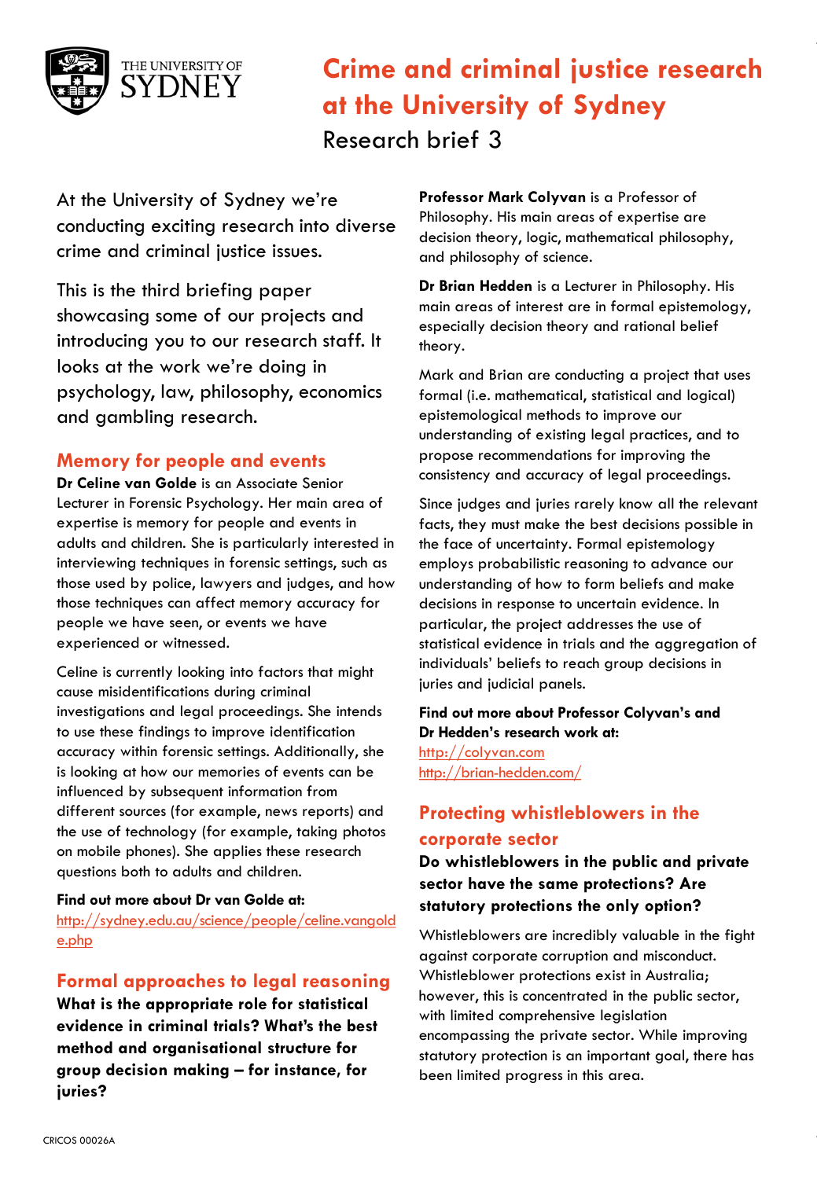# Crime and criminal justice research at the University of Sydney

## Research brief 3

At the University of Sydney we're conducting exciting research into diverse crime and criminal justice issues.

This is the third briefing paper showcasing some of our projects and introducing you to our research staff. It looks at the work we're doing in psychology, law, philosophy, economics and gambling research.

## Memory for people and events

**Dr Celine van Golde** is an Associate Senior Lecturer in Forensic Psychology. Her main area of expertise is memory for people and events in adults and children. She is particularly interested in interviewing techniques in forensic settings, such as those used by police, lawyers and judges, and how those techniques can affect memory accuracy for people we have seen, or events we have experienced or witnessed.

Celine is currently looking into factors that might cause misidentifications during criminal investigations and legal proceedings. She intends to use these findings to improve identification accuracy within forensic settings. Additionally, she is looking at how our memories of events can be influenced by subsequent information from different sources (for example, news reports) and the use of technology (for example, taking photos on mobile phones). She applies these research questions both to adults and children.

**Find out more about Dr van Golde at:**
http://sydney.edu.au/science/people/celine.vangolde.php

## Formal approaches to legal reasoning

**What is the appropriate role for statistical evidence in criminal trials? What's the best method and organisational structure for group decision making – for instance, for juries?**

**Professor Mark Colyvan** is a Professor of Philosophy. His main areas of expertise are decision theory, logic, mathematical philosophy, and philosophy of science.

**Dr Brian Hedden** is a Lecturer in Philosophy. His main areas of interest are in formal epistemology, especially decision theory and rational belief theory.

Mark and Brian are conducting a project that uses formal (i.e. mathematical, statistical and logical) epistemological methods to improve our understanding of existing legal practices, and to propose recommendations for improving the consistency and accuracy of legal proceedings.

Since judges and juries rarely know all the relevant facts, they must make the best decisions possible in the face of uncertainty. Formal epistemology employs probabilistic reasoning to advance our understanding of how to form beliefs and make decisions in response to uncertain evidence. In particular, the project addresses the use of statistical evidence in trials and the aggregation of individuals' beliefs to reach group decisions in juries and judicial panels.

**Find out more about Professor Colyvan's and Dr Hedden's research work at:**
http://colyvan.com
http://brian-hedden.com/

## Protecting whistleblowers in the corporate sector

**Do whistleblowers in the public and private sector have the same protections? Are statutory protections the only option?**

Whistleblowers are incredibly valuable in the fight against corporate corruption and misconduct. Whistleblower protections exist in Australia; however, this is concentrated in the public sector, with limited comprehensive legislation encompassing the private sector. While improving statutory protection is an important goal, there has been limited progress in this area.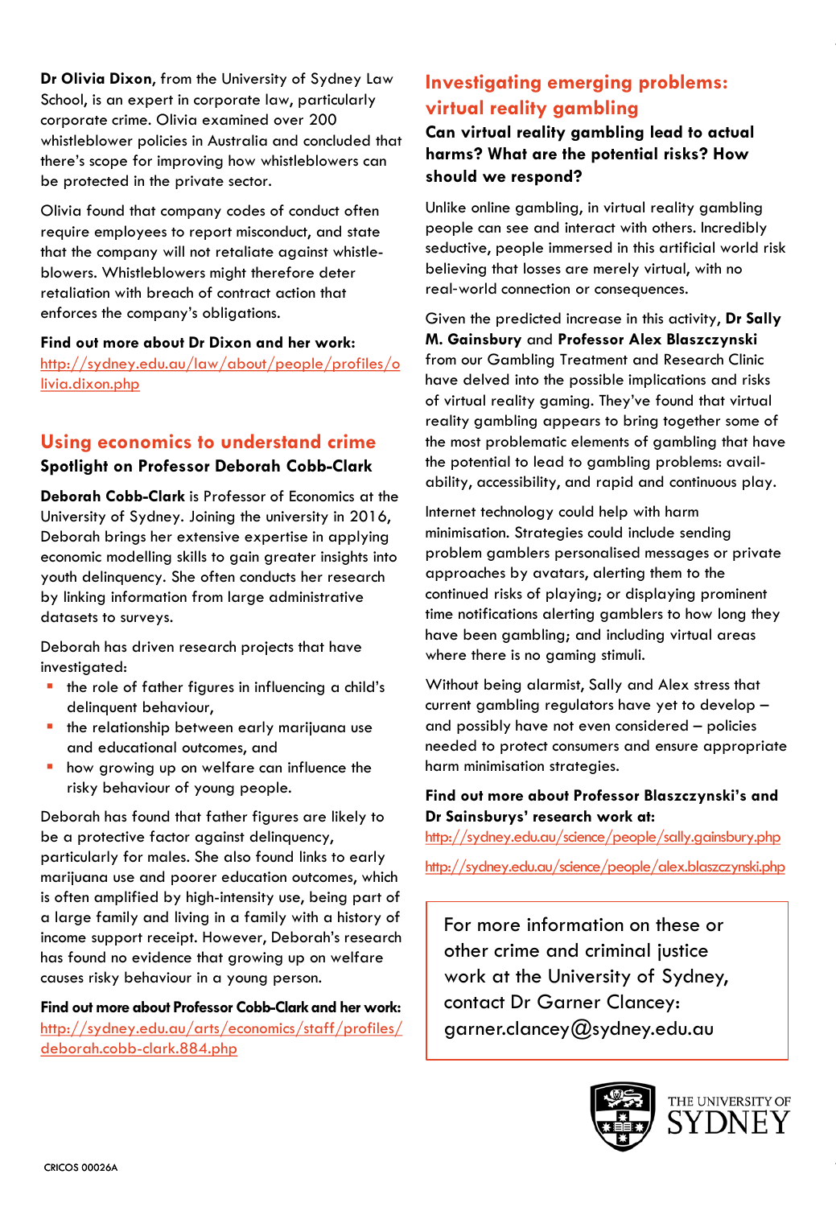**Dr Olivia Dixon**, from the University of Sydney Law School, is an expert in corporate law, particularly corporate crime. Olivia examined over 200 whistleblower policies in Australia and concluded that there's scope for improving how whistleblowers can be protected in the private sector.

Olivia found that company codes of conduct often require employees to report misconduct, and state that the company will not retaliate against whistle-blowers. Whistleblowers might therefore deter retaliation with breach of contract action that enforces the company's obligations.

**Find out more about Dr Dixon and her work:**
http://sydney.edu.au/law/about/people/profiles/olivia.dixon.php

## Using economics to understand crime

**Spotlight on Professor Deborah Cobb-Clark**

**Deborah Cobb-Clark** is Professor of Economics at the University of Sydney. Joining the university in 2016, Deborah brings her extensive expertise in applying economic modelling skills to gain greater insights into youth delinquency. She often conducts her research by linking information from large administrative datasets to surveys.

Deborah has driven research projects that have investigated:

- the role of father figures in influencing a child's delinquent behaviour,
- the relationship between early marijuana use and educational outcomes, and
- how growing up on welfare can influence the risky behaviour of young people.

Deborah has found that father figures are likely to be a protective factor against delinquency, particularly for males. She also found links to early marijuana use and poorer education outcomes, which is often amplified by high-intensity use, being part of a large family and living in a family with a history of income support receipt. However, Deborah's research has found no evidence that growing up on welfare causes risky behaviour in a young person.

**Find out more about Professor Cobb-Clark and her work:**
http://sydney.edu.au/arts/economics/staff/profiles/deborah.cobb-clark.884.php

## Investigating emerging problems: virtual reality gambling

**Can virtual reality gambling lead to actual harms? What are the potential risks? How should we respond?**

Unlike online gambling, in virtual reality gambling people can see and interact with others. Incredibly seductive, people immersed in this artificial world risk believing that losses are merely virtual, with no real-world connection or consequences.

Given the predicted increase in this activity, **Dr Sally M. Gainsbury** and **Professor Alex Blaszczynski** from our Gambling Treatment and Research Clinic have delved into the possible implications and risks of virtual reality gaming. They've found that virtual reality gambling appears to bring together some of the most problematic elements of gambling that have the potential to lead to gambling problems: availability, accessibility, and rapid and continuous play.

Internet technology could help with harm minimisation. Strategies could include sending problem gamblers personalised messages or private approaches by avatars, alerting them to the continued risks of playing; or displaying prominent time notifications alerting gamblers to how long they have been gambling; and including virtual areas where there is no gaming stimuli.

Without being alarmist, Sally and Alex stress that current gambling regulators have yet to develop – and possibly have not even considered – policies needed to protect consumers and ensure appropriate harm minimisation strategies.

**Find out more about Professor Blaszczynski's and Dr Sainsburys' research work at:**

http://sydney.edu.au/science/people/sally.gainsbury.php

http://sydney.edu.au/science/people/alex.blaszczynski.php

For more information on these or other crime and criminal justice work at the University of Sydney, contact Dr Garner Clancey: garner.clancey@sydney.edu.au

THE UNIVERSITY OF SYDNEY

CRICOS 00026A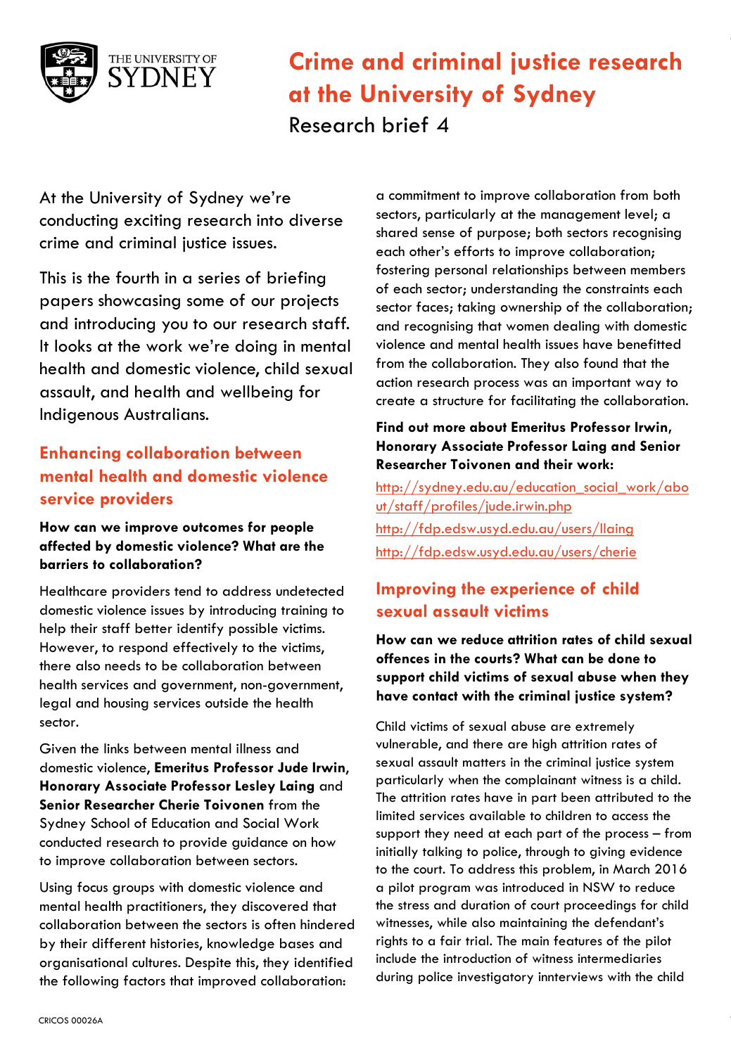# Crime and criminal justice research at the University of Sydney

Research brief 4

At the University of Sydney we're conducting exciting research into diverse crime and criminal justice issues.

This is the fourth in a series of briefing papers showcasing some of our projects and introducing you to our research staff. It looks at the work we're doing in mental health and domestic violence, child sexual assault, and health and wellbeing for Indigenous Australians.

## Enhancing collaboration between mental health and domestic violence service providers

**How can we improve outcomes for people affected by domestic violence? What are the barriers to collaboration?**

Healthcare providers tend to address undetected domestic violence issues by introducing training to help their staff better identify possible victims. However, to respond effectively to the victims, there also needs to be collaboration between health services and government, non-government, legal and housing services outside the health sector.

Given the links between mental illness and domestic violence, **Emeritus Professor Jude Irwin**, **Honorary Associate Professor Lesley Laing** and **Senior Researcher Cherie Toivonen** from the Sydney School of Education and Social Work conducted research to provide guidance on how to improve collaboration between sectors.

Using focus groups with domestic violence and mental health practitioners, they discovered that collaboration between the sectors is often hindered by their different histories, knowledge bases and organisational cultures. Despite this, they identified the following factors that improved collaboration: a commitment to improve collaboration from both sectors, particularly at the management level; a shared sense of purpose; both sectors recognising each other's efforts to improve collaboration; fostering personal relationships between members of each sector; understanding the constraints each sector faces; taking ownership of the collaboration; and recognising that women dealing with domestic violence and mental health issues have benefitted from the collaboration. They also found that the action research process was an important way to create a structure for facilitating the collaboration.

**Find out more about Emeritus Professor Irwin, Honorary Associate Professor Laing and Senior Researcher Toivonen and their work:**

http://sydney.edu.au/education_social_work/about/staff/profiles/jude.irwin.php

http://fdp.edsw.usyd.edu.au/users/llaing

http://fdp.edsw.usyd.edu.au/users/cherie

## Improving the experience of child sexual assault victims

**How can we reduce attrition rates of child sexual offences in the courts? What can be done to support child victims of sexual abuse when they have contact with the criminal justice system?**

Child victims of sexual abuse are extremely vulnerable, and there are high attrition rates of sexual assault matters in the criminal justice system particularly when the complainant witness is a child. The attrition rates have in part been attributed to the limited services available to children to access the support they need at each part of the process – from initially talking to police, through to giving evidence to the court. To address this problem, in March 2016 a pilot program was introduced in NSW to reduce the stress and duration of court proceedings for child witnesses, while also maintaining the defendant's rights to a fair trial. The main features of the pilot include the introduction of witness intermediaries during police investigatory innterviews with the child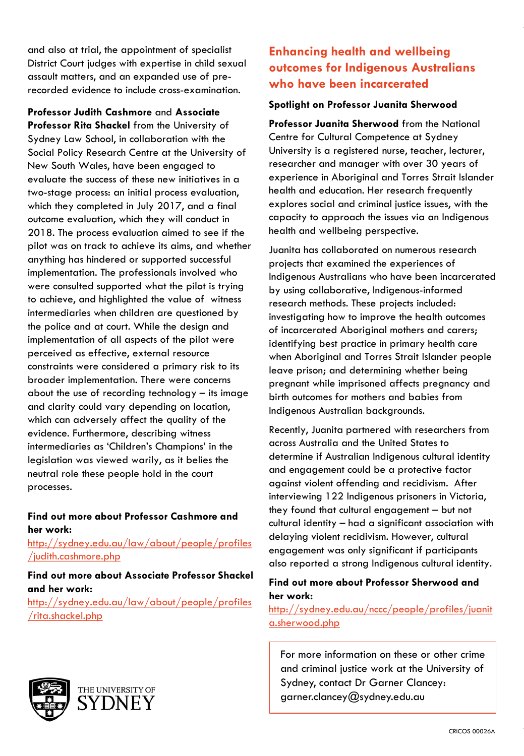and also at trial, the appointment of specialist District Court judges with expertise in child sexual assault matters, and an expanded use of pre-recorded evidence to include cross-examination.

**Professor Judith Cashmore** and **Associate Professor Rita Shackel** from the University of Sydney Law School, in collaboration with the Social Policy Research Centre at the University of New South Wales, have been engaged to evaluate the success of these new initiatives in a two-stage process: an initial process evaluation, which they completed in July 2017, and a final outcome evaluation, which they will conduct in 2018. The process evaluation aimed to see if the pilot was on track to achieve its aims, and whether anything has hindered or supported successful implementation. The professionals involved who were consulted supported what the pilot is trying to achieve, and highlighted the value of witness intermediaries when children are questioned by the police and at court. While the design and implementation of all aspects of the pilot were perceived as effective, external resource constraints were considered a primary risk to its broader implementation. There were concerns about the use of recording technology – its image and clarity could vary depending on location, which can adversely affect the quality of the evidence. Furthermore, describing witness intermediaries as 'Children's Champions' in the legislation was viewed warily, as it belies the neutral role these people hold in the court processes.

**Find out more about Professor Cashmore and her work:**
http://sydney.edu.au/law/about/people/profiles/judith.cashmore.php

**Find out more about Associate Professor Shackel and her work:**
http://sydney.edu.au/law/about/people/profiles/rita.shackel.php

## Enhancing health and wellbeing outcomes for Indigenous Australians who have been incarcerated

### Spotlight on Professor Juanita Sherwood

**Professor Juanita Sherwood** from the National Centre for Cultural Competence at Sydney University is a registered nurse, teacher, lecturer, researcher and manager with over 30 years of experience in Aboriginal and Torres Strait Islander health and education. Her research frequently explores social and criminal justice issues, with the capacity to approach the issues via an Indigenous health and wellbeing perspective.

Juanita has collaborated on numerous research projects that examined the experiences of Indigenous Australians who have been incarcerated by using collaborative, Indigenous-informed research methods. These projects included: investigating how to improve the health outcomes of incarcerated Aboriginal mothers and carers; identifying best practice in primary health care when Aboriginal and Torres Strait Islander people leave prison; and determining whether being pregnant while imprisoned affects pregnancy and birth outcomes for mothers and babies from Indigenous Australian backgrounds.

Recently, Juanita partnered with researchers from across Australia and the United States to determine if Australian Indigenous cultural identity and engagement could be a protective factor against violent offending and recidivism. After interviewing 122 Indigenous prisoners in Victoria, they found that cultural engagement – but not cultural identity – had a significant association with delaying violent recidivism. However, cultural engagement was only significant if participants also reported a strong Indigenous cultural identity.

**Find out more about Professor Sherwood and her work:**
http://sydney.edu.au/nccc/people/profiles/juanita.sherwood.php

For more information on these or other crime and criminal justice work at the University of Sydney, contact Dr Garner Clancey: garner.clancey@sydney.edu.au

THE UNIVERSITY OF SYDNEY

CRICOS 00026A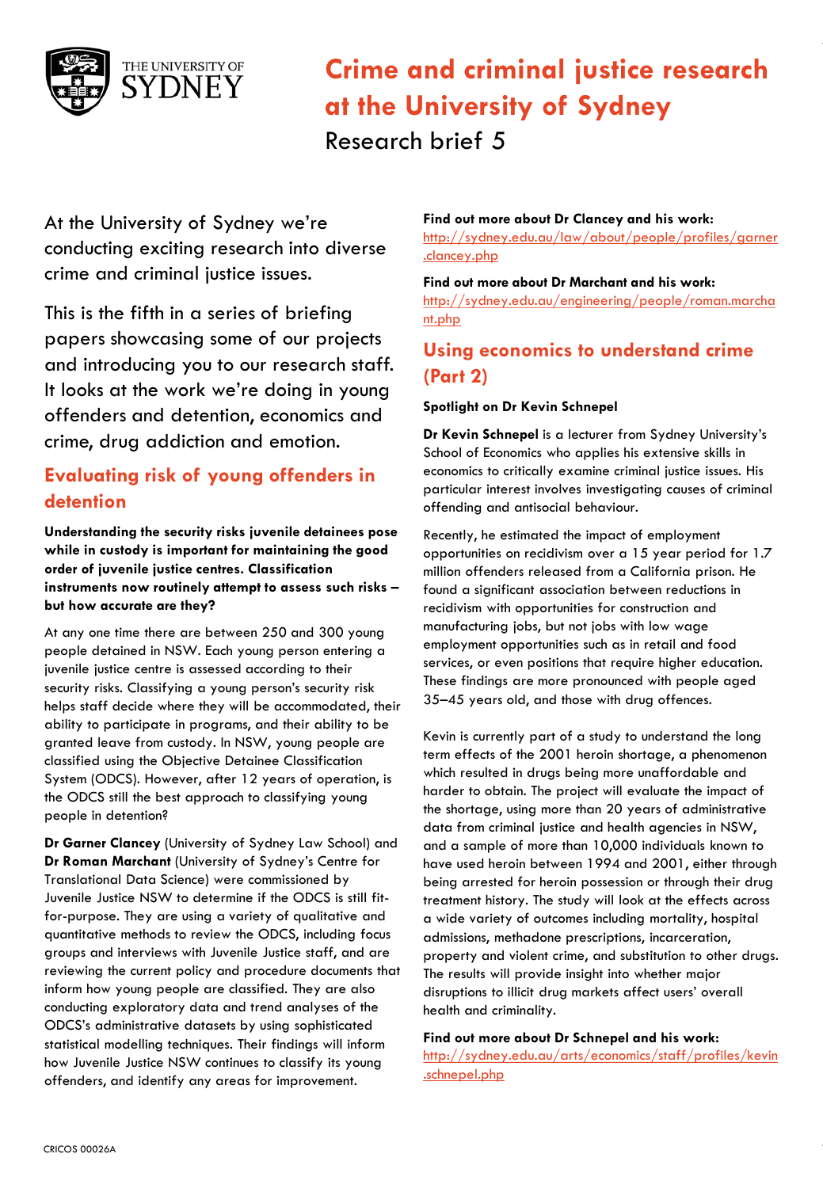# Crime and criminal justice research at the University of Sydney

Research brief 5

At the University of Sydney we're conducting exciting research into diverse crime and criminal justice issues.

This is the fifth in a series of briefing papers showcasing some of our projects and introducing you to our research staff. It looks at the work we're doing in young offenders and detention, economics and crime, drug addiction and emotion.

## Evaluating risk of young offenders in detention

**Understanding the security risks juvenile detainees pose while in custody is important for maintaining the good order of juvenile justice centres. Classification instruments now routinely attempt to assess such risks – but how accurate are they?**

At any one time there are between 250 and 300 young people detained in NSW. Each young person entering a juvenile justice centre is assessed according to their security risks. Classifying a young person's security risk helps staff decide where they will be accommodated, their ability to participate in programs, and their ability to be granted leave from custody. In NSW, young people are classified using the Objective Detainee Classification System (ODCS). However, after 12 years of operation, is the ODCS still the best approach to classifying young people in detention?

**Dr Garner Clancey** (University of Sydney Law School) and **Dr Roman Marchant** (University of Sydney's Centre for Translational Data Science) were commissioned by Juvenile Justice NSW to determine if the ODCS is still fit-for-purpose. They are using a variety of qualitative and quantitative methods to review the ODCS, including focus groups and interviews with Juvenile Justice staff, and are reviewing the current policy and procedure documents that inform how young people are classified. They are also conducting exploratory data and trend analyses of the ODCS's administrative datasets by using sophisticated statistical modelling techniques. Their findings will inform how Juvenile Justice NSW continues to classify its young offenders, and identify any areas for improvement.

**Find out more about Dr Clancey and his work:**
http://sydney.edu.au/law/about/people/profiles/garner.clancey.php

**Find out more about Dr Marchant and his work:**
http://sydney.edu.au/engineering/people/roman.marchant.php

## Using economics to understand crime (Part 2)

**Spotlight on Dr Kevin Schnepel**

**Dr Kevin Schnepel** is a lecturer from Sydney University's School of Economics who applies his extensive skills in economics to critically examine criminal justice issues. His particular interest involves investigating causes of criminal offending and antisocial behaviour.

Recently, he estimated the impact of employment opportunities on recidivism over a 15 year period for 1.7 million offenders released from a California prison. He found a significant association between reductions in recidivism with opportunities for construction and manufacturing jobs, but not jobs with low wage employment opportunities such as in retail and food services, or even positions that require higher education. These findings are more pronounced with people aged 35–45 years old, and those with drug offences.

Kevin is currently part of a study to understand the long term effects of the 2001 heroin shortage, a phenomenon which resulted in drugs being more unaffordable and harder to obtain. The project will evaluate the impact of the shortage, using more than 20 years of administrative data from criminal justice and health agencies in NSW, and a sample of more than 10,000 individuals known to have used heroin between 1994 and 2001, either through being arrested for heroin possession or through their drug treatment history. The study will look at the effects across a wide variety of outcomes including mortality, hospital admissions, methadone prescriptions, incarceration, property and violent crime, and substitution to other drugs. The results will provide insight into whether major disruptions to illicit drug markets affect users' overall health and criminality.

**Find out more about Dr Schnepel and his work:**
http://sydney.edu.au/arts/economics/staff/profiles/kevin.schnepel.php

CRICOS 00026A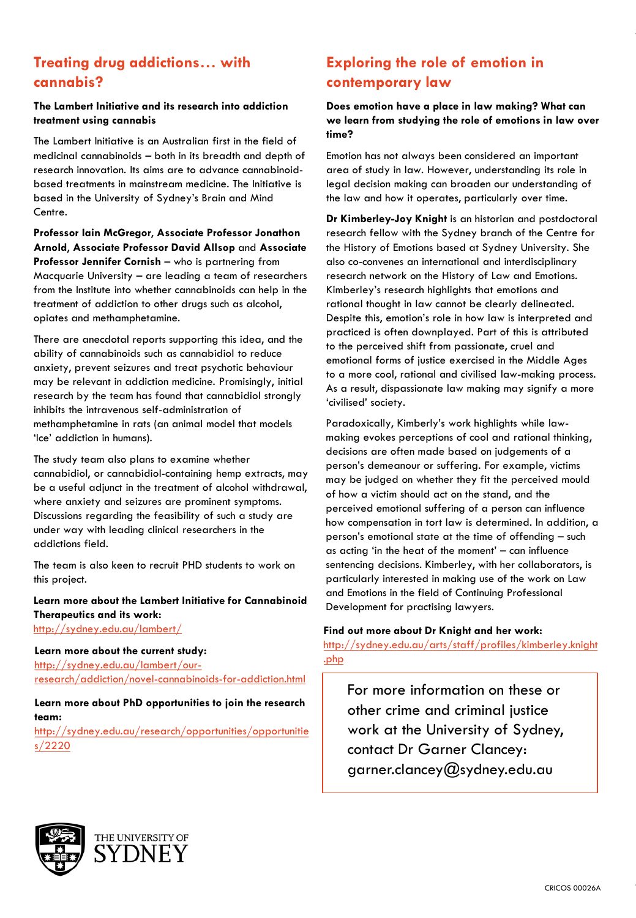## Treating drug addictions… with cannabis?

**The Lambert Initiative and its research into addiction treatment using cannabis**

The Lambert Initiative is an Australian first in the field of medicinal cannabinoids – both in its breadth and depth of research innovation. Its aims are to advance cannabinoid-based treatments in mainstream medicine. The Initiative is based in the University of Sydney's Brain and Mind Centre.

**Professor Iain McGregor, Associate Professor Jonathon Arnold, Associate Professor David Allsop** and **Associate Professor Jennifer Cornish** – who is partnering from Macquarie University – are leading a team of researchers from the Institute into whether cannabinoids can help in the treatment of addiction to other drugs such as alcohol, opiates and methamphetamine.

There are anecdotal reports supporting this idea, and the ability of cannabinoids such as cannabidiol to reduce anxiety, prevent seizures and treat psychotic behaviour may be relevant in addiction medicine. Promisingly, initial research by the team has found that cannabidiol strongly inhibits the intravenous self-administration of methamphetamine in rats (an animal model that models 'Ice' addiction in humans).

The study team also plans to examine whether cannabidiol, or cannabidiol-containing hemp extracts, may be a useful adjunct in the treatment of alcohol withdrawal, where anxiety and seizures are prominent symptoms. Discussions regarding the feasibility of such a study are under way with leading clinical researchers in the addictions field.

The team is also keen to recruit PHD students to work on this project.

**Learn more about the Lambert Initiative for Cannabinoid Therapeutics and its work:**
http://sydney.edu.au/lambert/

**Learn more about the current study:**
http://sydney.edu.au/lambert/our-research/addiction/novel-cannabinoids-for-addiction.html

**Learn more about PhD opportunities to join the research team:**
http://sydney.edu.au/research/opportunities/opportunities/2220

## Exploring the role of emotion in contemporary law

**Does emotion have a place in law making? What can we learn from studying the role of emotions in law over time?**

Emotion has not always been considered an important area of study in law. However, understanding its role in legal decision making can broaden our understanding of the law and how it operates, particularly over time.

**Dr Kimberley-Joy Knight** is an historian and postdoctoral research fellow with the Sydney branch of the Centre for the History of Emotions based at Sydney University. She also co-convenes an international and interdisciplinary research network on the History of Law and Emotions. Kimberley's research highlights that emotions and rational thought in law cannot be clearly delineated. Despite this, emotion's role in how law is interpreted and practiced is often downplayed. Part of this is attributed to the perceived shift from passionate, cruel and emotional forms of justice exercised in the Middle Ages to a more cool, rational and civilised law-making process. As a result, dispassionate law making may signify a more 'civilised' society.

Paradoxically, Kimberly's work highlights while law-making evokes perceptions of cool and rational thinking, decisions are often made based on judgements of a person's demeanour or suffering. For example, victims may be judged on whether they fit the perceived mould of how a victim should act on the stand, and the perceived emotional suffering of a person can influence how compensation in tort law is determined. In addition, a person's emotional state at the time of offending – such as acting 'in the heat of the moment' – can influence sentencing decisions. Kimberley, with her collaborators, is particularly interested in making use of the work on Law and Emotions in the field of Continuing Professional Development for practising lawyers.

**Find out more about Dr Knight and her work:**
http://sydney.edu.au/arts/staff/profiles/kimberley.knight.php

For more information on these or other crime and criminal justice work at the University of Sydney, contact Dr Garner Clancey: garner.clancey@sydney.edu.au

THE UNIVERSITY OF SYDNEY

CRICOS 00026A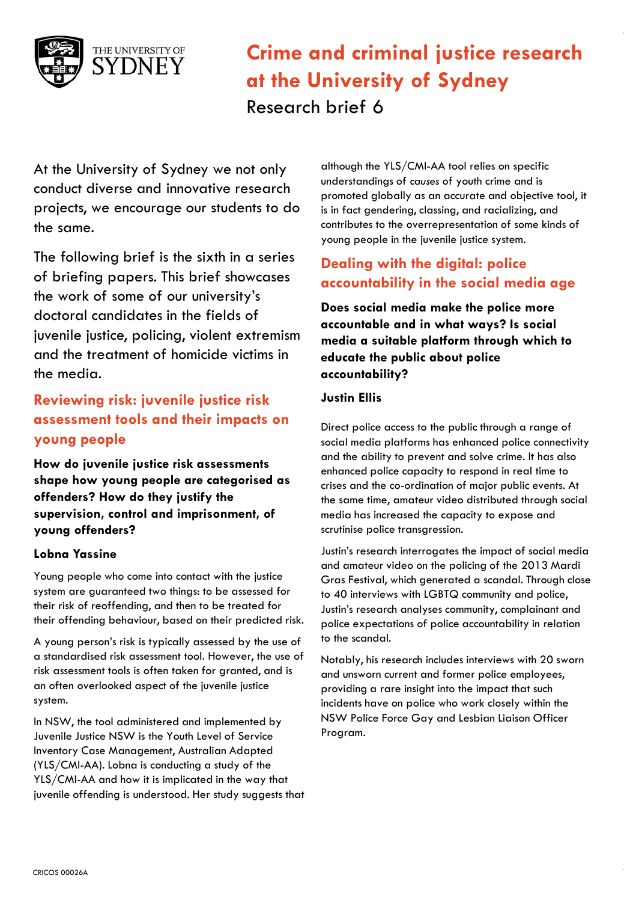# Crime and criminal justice research at the University of Sydney

Research brief 6

At the University of Sydney we not only conduct diverse and innovative research projects, we encourage our students to do the same.

The following brief is the sixth in a series of briefing papers. This brief showcases the work of some of our university's doctoral candidates in the fields of juvenile justice, policing, violent extremism and the treatment of homicide victims in the media.

## Reviewing risk: juvenile justice risk assessment tools and their impacts on young people

**How do juvenile justice risk assessments shape how young people are categorised as offenders? How do they justify the supervision, control and imprisonment, of young offenders?**

### Lobna Yassine

Young people who come into contact with the justice system are guaranteed two things: to be assessed for their risk of reoffending, and then to be treated for their offending behaviour, based on their predicted risk.

A young person's risk is typically assessed by the use of a standardised risk assessment tool. However, the use of risk assessment tools is often taken for granted, and is an often overlooked aspect of the juvenile justice system.

In NSW, the tool administered and implemented by Juvenile Justice NSW is the Youth Level of Service Inventory Case Management, Australian Adapted (YLS/CMI-AA). Lobna is conducting a study of the YLS/CMI-AA and how it is implicated in the way that juvenile offending is understood. Her study suggests that although the YLS/CMI-AA tool relies on specific understandings of *causes* of youth crime and is promoted globally as an accurate and objective tool, it is in fact gendering, classing, and racializing, and contributes to the overrepresentation of some kinds of young people in the juvenile justice system.

## Dealing with the digital: police accountability in the social media age

**Does social media make the police more accountable and in what ways? Is social media a suitable platform through which to educate the public about police accountability?**

### Justin Ellis

Direct police access to the public through a range of social media platforms has enhanced police connectivity and the ability to prevent and solve crime. It has also enhanced police capacity to respond in real time to crises and the co-ordination of major public events. At the same time, amateur video distributed through social media has increased the capacity to expose and scrutinise police transgression.

Justin's research interrogates the impact of social media and amateur video on the policing of the 2013 Mardi Gras Festival, which generated a scandal. Through close to 40 interviews with LGBTQ community and police, Justin's research analyses community, complainant and police expectations of police accountability in relation to the scandal.

Notably, his research includes interviews with 20 sworn and unsworn current and former police employees, providing a rare insight into the impact that such incidents have on police who work closely within the NSW Police Force Gay and Lesbian Liaison Officer Program.

CRICOS 00026A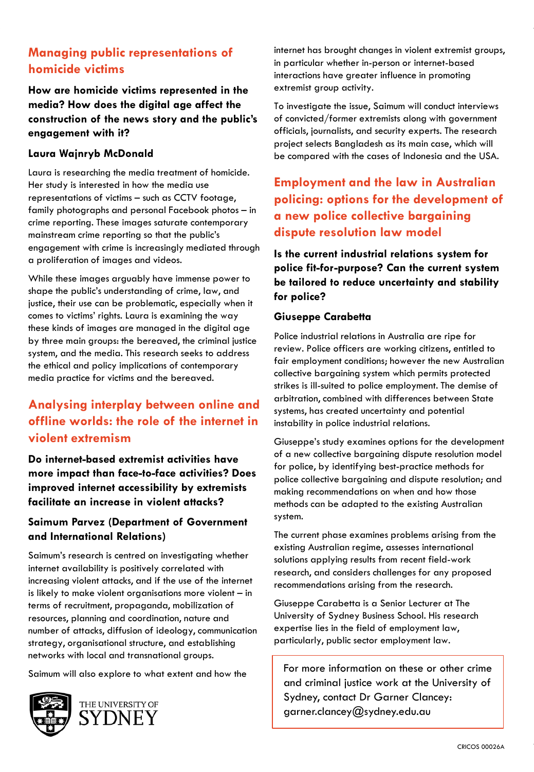## Managing public representations of homicide victims

**How are homicide victims represented in the media? How does the digital age affect the construction of the news story and the public's engagement with it?**

### Laura Wajnryb McDonald

Laura is researching the media treatment of homicide. Her study is interested in how the media use representations of victims – such as CCTV footage, family photographs and personal Facebook photos – in crime reporting. These images saturate contemporary mainstream crime reporting so that the public's engagement with crime is increasingly mediated through a proliferation of images and videos.

While these images arguably have immense power to shape the public's understanding of crime, law, and justice, their use can be problematic, especially when it comes to victims' rights. Laura is examining the way these kinds of images are managed in the digital age by three main groups: the bereaved, the criminal justice system, and the media. This research seeks to address the ethical and policy implications of contemporary media practice for victims and the bereaved.

## Analysing interplay between online and offline worlds: the role of the internet in violent extremism

**Do internet-based extremist activities have more impact than face-to-face activities? Does improved internet accessibility by extremists facilitate an increase in violent attacks?**

### Saimum Parvez (Department of Government and International Relations)

Saimum's research is centred on investigating whether internet availability is positively correlated with increasing violent attacks, and if the use of the internet is likely to make violent organisations more violent – in terms of recruitment, propaganda, mobilization of resources, planning and coordination, nature and number of attacks, diffusion of ideology, communication strategy, organisational structure, and establishing networks with local and transnational groups.

Saimum will also explore to what extent and how the internet has brought changes in violent extremist groups, in particular whether in-person or internet-based interactions have greater influence in promoting extremist group activity.

To investigate the issue, Saimum will conduct interviews of convicted/former extremists along with government officials, journalists, and security experts. The research project selects Bangladesh as its main case, which will be compared with the cases of Indonesia and the USA.

## Employment and the law in Australian policing: options for the development of a new police collective bargaining dispute resolution law model

**Is the current industrial relations system for police fit-for-purpose? Can the current system be tailored to reduce uncertainty and stability for police?**

### Giuseppe Carabetta

Police industrial relations in Australia are ripe for review. Police officers are working citizens, entitled to fair employment conditions; however the new Australian collective bargaining system which permits protected strikes is ill-suited to police employment. The demise of arbitration, combined with differences between State systems, has created uncertainty and potential instability in police industrial relations.

Giuseppe's study examines options for the development of a new collective bargaining dispute resolution model for police, by identifying best-practice methods for police collective bargaining and dispute resolution; and making recommendations on when and how those methods can be adapted to the existing Australian system.

The current phase examines problems arising from the existing Australian regime, assesses international solutions applying results from recent field-work research, and considers challenges for any proposed recommendations arising from the research.

Giuseppe Carabetta is a Senior Lecturer at The University of Sydney Business School. His research expertise lies in the field of employment law, particularly, public sector employment law.

For more information on these or other crime and criminal justice work at the University of Sydney, contact Dr Garner Clancey: garner.clancey@sydney.edu.au

THE UNIVERSITY OF SYDNEY

CRICOS 00026A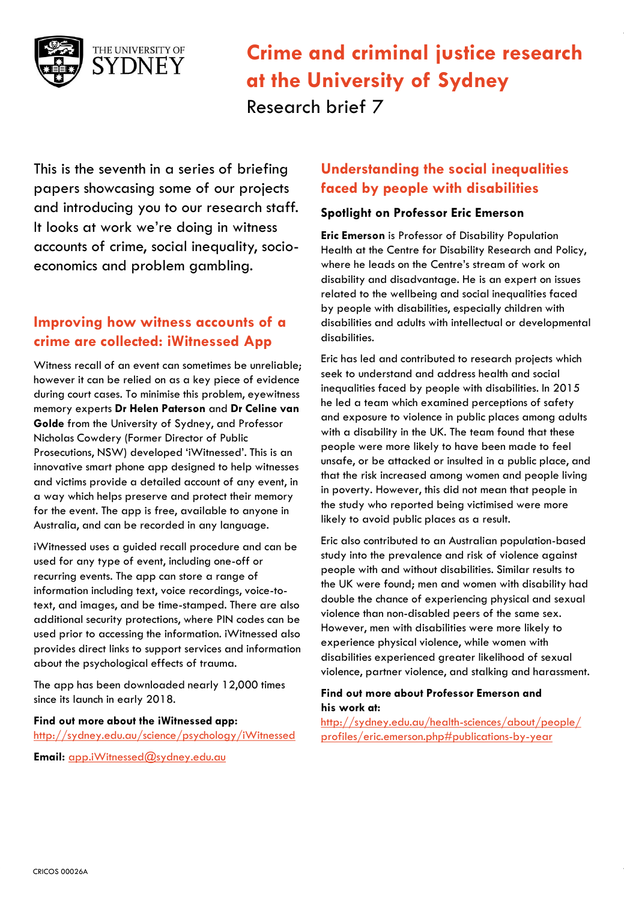# Crime and criminal justice research at the University of Sydney

Research brief 7

This is the seventh in a series of briefing papers showcasing some of our projects and introducing you to our research staff. It looks at work we're doing in witness accounts of crime, social inequality, socio-economics and problem gambling.

## Improving how witness accounts of a crime are collected: iWitnessed App

Witness recall of an event can sometimes be unreliable; however it can be relied on as a key piece of evidence during court cases. To minimise this problem, eyewitness memory experts **Dr Helen Paterson** and **Dr Celine van Golde** from the University of Sydney, and Professor Nicholas Cowdery (Former Director of Public Prosecutions, NSW) developed 'iWitnessed'. This is an innovative smart phone app designed to help witnesses and victims provide a detailed account of any event, in a way which helps preserve and protect their memory for the event. The app is free, available to anyone in Australia, and can be recorded in any language.

iWitnessed uses a guided recall procedure and can be used for any type of event, including one-off or recurring events. The app can store a range of information including text, voice recordings, voice-to-text, and images, and be time-stamped. There are also additional security protections, where PIN codes can be used prior to accessing the information. iWitnessed also provides direct links to support services and information about the psychological effects of trauma.

The app has been downloaded nearly 12,000 times since its launch in early 2018.

**Find out more about the iWitnessed app:**
http://sydney.edu.au/science/psychology/iWitnessed

**Email:** app.iWitnessed@sydney.edu.au

## Understanding the social inequalities faced by people with disabilities

### Spotlight on Professor Eric Emerson

**Eric Emerson** is Professor of Disability Population Health at the Centre for Disability Research and Policy, where he leads on the Centre's stream of work on disability and disadvantage. He is an expert on issues related to the wellbeing and social inequalities faced by people with disabilities, especially children with disabilities and adults with intellectual or developmental disabilities.

Eric has led and contributed to research projects which seek to understand and address health and social inequalities faced by people with disabilities. In 2015 he led a team which examined perceptions of safety and exposure to violence in public places among adults with a disability in the UK. The team found that these people were more likely to have been made to feel unsafe, or be attacked or insulted in a public place, and that the risk increased among women and people living in poverty. However, this did not mean that people in the study who reported being victimised were more likely to avoid public places as a result.

Eric also contributed to an Australian population-based study into the prevalence and risk of violence against people with and without disabilities. Similar results to the UK were found; men and women with disability had double the chance of experiencing physical and sexual violence than non-disabled peers of the same sex. However, men with disabilities were more likely to experience physical violence, while women with disabilities experienced greater likelihood of sexual violence, partner violence, and stalking and harassment.

**Find out more about Professor Emerson and his work at:**
http://sydney.edu.au/health-sciences/about/people/profiles/eric.emerson.php#publications-by-year

CRICOS 00026A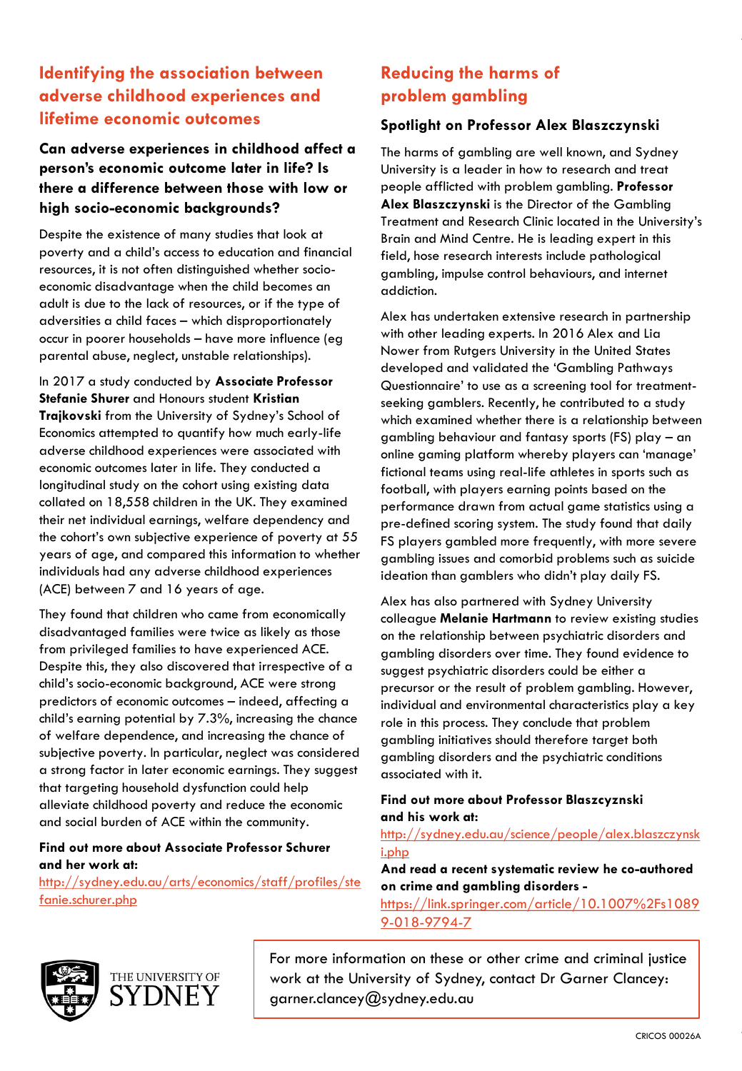## Identifying the association between adverse childhood experiences and lifetime economic outcomes

### Can adverse experiences in childhood affect a person's economic outcome later in life? Is there a difference between those with low or high socio-economic backgrounds?

Despite the existence of many studies that look at poverty and a child's access to education and financial resources, it is not often distinguished whether socio-economic disadvantage when the child becomes an adult is due to the lack of resources, or if the type of adversities a child faces – which disproportionately occur in poorer households – have more influence (eg parental abuse, neglect, unstable relationships).

In 2017 a study conducted by **Associate Professor Stefanie Shurer** and Honours student **Kristian Trajkovski** from the University of Sydney's School of Economics attempted to quantify how much early-life adverse childhood experiences were associated with economic outcomes later in life. They conducted a longitudinal study on the cohort using existing data collated on 18,558 children in the UK. They examined their net individual earnings, welfare dependency and the cohort's own subjective experience of poverty at 55 years of age, and compared this information to whether individuals had any adverse childhood experiences (ACE) between 7 and 16 years of age.

They found that children who came from economically disadvantaged families were twice as likely as those from privileged families to have experienced ACE. Despite this, they also discovered that irrespective of a child's socio-economic background, ACE were strong predictors of economic outcomes – indeed, affecting a child's earning potential by 7.3%, increasing the chance of welfare dependence, and increasing the chance of subjective poverty. In particular, neglect was considered a strong factor in later economic earnings. They suggest that targeting household dysfunction could help alleviate childhood poverty and reduce the economic and social burden of ACE within the community.

**Find out more about Associate Professor Schurer and her work at:**
http://sydney.edu.au/arts/economics/staff/profiles/stefanie.schurer.php

## Reducing the harms of problem gambling

### Spotlight on Professor Alex Blaszczynski

The harms of gambling are well known, and Sydney University is a leader in how to research and treat people afflicted with problem gambling. **Professor Alex Blaszczynski** is the Director of the Gambling Treatment and Research Clinic located in the University's Brain and Mind Centre. He is leading expert in this field, hose research interests include pathological gambling, impulse control behaviours, and internet addiction.

Alex has undertaken extensive research in partnership with other leading experts. In 2016 Alex and Lia Nower from Rutgers University in the United States developed and validated the 'Gambling Pathways Questionnaire' to use as a screening tool for treatment-seeking gamblers. Recently, he contributed to a study which examined whether there is a relationship between gambling behaviour and fantasy sports (FS) play – an online gaming platform whereby players can 'manage' fictional teams using real-life athletes in sports such as football, with players earning points based on the performance drawn from actual game statistics using a pre-defined scoring system. The study found that daily FS players gambled more frequently, with more severe gambling issues and comorbid problems such as suicide ideation than gamblers who didn't play daily FS.

Alex has also partnered with Sydney University colleague **Melanie Hartmann** to review existing studies on the relationship between psychiatric disorders and gambling disorders over time. They found evidence to suggest psychiatric disorders could be either a precursor or the result of problem gambling. However, individual and environmental characteristics play a key role in this process. They conclude that problem gambling initiatives should therefore target both gambling disorders and the psychiatric conditions associated with it.

**Find out more about Professor Blaszczynski and his work at:**
http://sydney.edu.au/science/people/alex.blaszczynski.php

**And read a recent systematic review he co-authored on crime and gambling disorders -**
https://link.springer.com/article/10.1007%2Fs10899-018-9794-7

THE UNIVERSITY OF SYDNEY

For more information on these or other crime and criminal justice work at the University of Sydney, contact Dr Garner Clancey: garner.clancey@sydney.edu.au

CRICOS 00026A